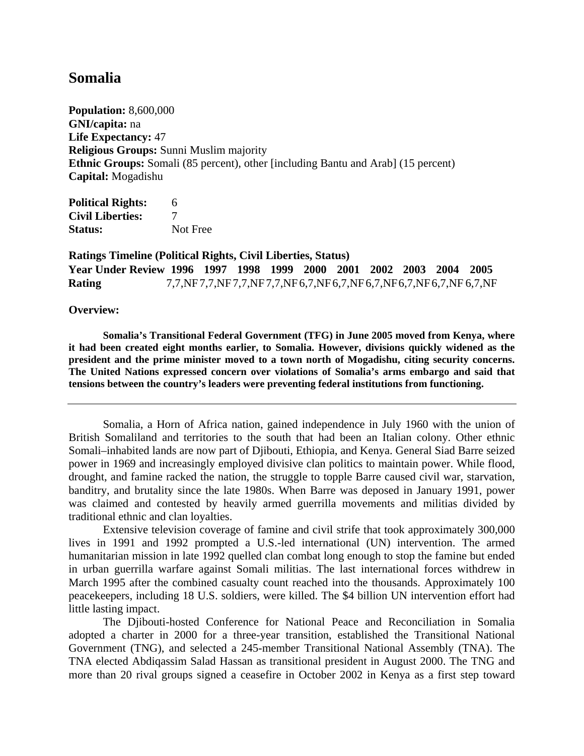# Somalia

**Population:** 8,600,000
**GNI/capita:** na
**Life Expectancy:** 47
**Religious Groups:** Sunni Muslim majority
**Ethnic Groups:** Somali (85 percent), other [including Bantu and Arab] (15 percent)
**Capital:** Mogadishu

**Political Rights:** 6
**Civil Liberties:** 7
**Status:** Not Free

**Ratings Timeline (Political Rights, Civil Liberties, Status)**

| Year Under Review | 1996 | 1997 | 1998 | 1999 | 2000 | 2001 | 2002 | 2003 | 2004 | 2005 |
|---|---|---|---|---|---|---|---|---|---|---|
| Rating | 7,7,NF | 7,7,NF | 7,7,NF | 7,7,NF | 6,7,NF | 6,7,NF | 6,7,NF | 6,7,NF | 6,7,NF | 6,7,NF |

**Overview:**

**Somalia's Transitional Federal Government (TFG) in June 2005 moved from Kenya, where it had been created eight months earlier, to Somalia. However, divisions quickly widened as the president and the prime minister moved to a town north of Mogadishu, citing security concerns. The United Nations expressed concern over violations of Somalia's arms embargo and said that tensions between the country's leaders were preventing federal institutions from functioning.**

---

Somalia, a Horn of Africa nation, gained independence in July 1960 with the union of British Somaliland and territories to the south that had been an Italian colony. Other ethnic Somali–inhabited lands are now part of Djibouti, Ethiopia, and Kenya. General Siad Barre seized power in 1969 and increasingly employed divisive clan politics to maintain power. While flood, drought, and famine racked the nation, the struggle to topple Barre caused civil war, starvation, banditry, and brutality since the late 1980s. When Barre was deposed in January 1991, power was claimed and contested by heavily armed guerrilla movements and militias divided by traditional ethnic and clan loyalties.

Extensive television coverage of famine and civil strife that took approximately 300,000 lives in 1991 and 1992 prompted a U.S.-led international (UN) intervention. The armed humanitarian mission in late 1992 quelled clan combat long enough to stop the famine but ended in urban guerrilla warfare against Somali militias. The last international forces withdrew in March 1995 after the combined casualty count reached into the thousands. Approximately 100 peacekeepers, including 18 U.S. soldiers, were killed. The $4 billion UN intervention effort had little lasting impact.

The Djibouti-hosted Conference for National Peace and Reconciliation in Somalia adopted a charter in 2000 for a three-year transition, established the Transitional National Government (TNG), and selected a 245-member Transitional National Assembly (TNA). The TNA elected Abdiqassim Salad Hassan as transitional president in August 2000. The TNG and more than 20 rival groups signed a ceasefire in October 2002 in Kenya as a first step toward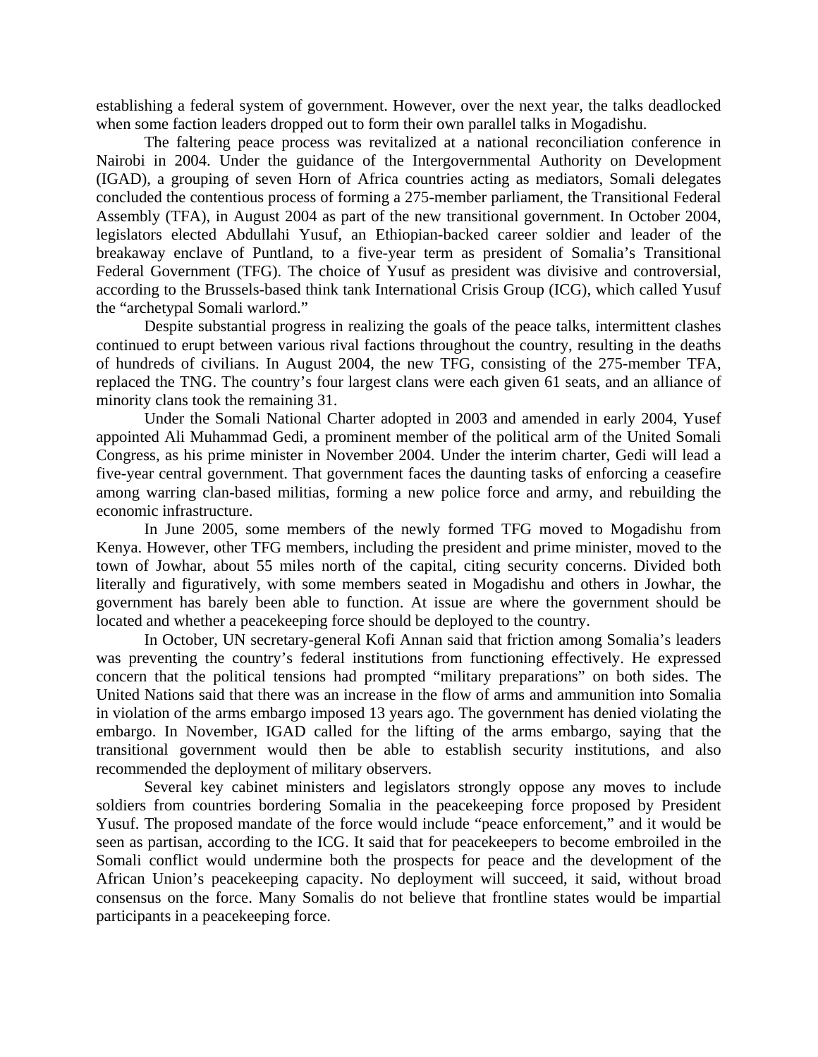establishing a federal system of government. However, over the next year, the talks deadlocked when some faction leaders dropped out to form their own parallel talks in Mogadishu.

The faltering peace process was revitalized at a national reconciliation conference in Nairobi in 2004. Under the guidance of the Intergovernmental Authority on Development (IGAD), a grouping of seven Horn of Africa countries acting as mediators, Somali delegates concluded the contentious process of forming a 275-member parliament, the Transitional Federal Assembly (TFA), in August 2004 as part of the new transitional government. In October 2004, legislators elected Abdullahi Yusuf, an Ethiopian-backed career soldier and leader of the breakaway enclave of Puntland, to a five-year term as president of Somalia's Transitional Federal Government (TFG). The choice of Yusuf as president was divisive and controversial, according to the Brussels-based think tank International Crisis Group (ICG), which called Yusuf the "archetypal Somali warlord."

Despite substantial progress in realizing the goals of the peace talks, intermittent clashes continued to erupt between various rival factions throughout the country, resulting in the deaths of hundreds of civilians. In August 2004, the new TFG, consisting of the 275-member TFA, replaced the TNG. The country's four largest clans were each given 61 seats, and an alliance of minority clans took the remaining 31.

Under the Somali National Charter adopted in 2003 and amended in early 2004, Yusef appointed Ali Muhammad Gedi, a prominent member of the political arm of the United Somali Congress, as his prime minister in November 2004. Under the interim charter, Gedi will lead a five-year central government. That government faces the daunting tasks of enforcing a ceasefire among warring clan-based militias, forming a new police force and army, and rebuilding the economic infrastructure.

In June 2005, some members of the newly formed TFG moved to Mogadishu from Kenya. However, other TFG members, including the president and prime minister, moved to the town of Jowhar, about 55 miles north of the capital, citing security concerns. Divided both literally and figuratively, with some members seated in Mogadishu and others in Jowhar, the government has barely been able to function. At issue are where the government should be located and whether a peacekeeping force should be deployed to the country.

In October, UN secretary-general Kofi Annan said that friction among Somalia's leaders was preventing the country's federal institutions from functioning effectively. He expressed concern that the political tensions had prompted "military preparations" on both sides. The United Nations said that there was an increase in the flow of arms and ammunition into Somalia in violation of the arms embargo imposed 13 years ago. The government has denied violating the embargo. In November, IGAD called for the lifting of the arms embargo, saying that the transitional government would then be able to establish security institutions, and also recommended the deployment of military observers.

Several key cabinet ministers and legislators strongly oppose any moves to include soldiers from countries bordering Somalia in the peacekeeping force proposed by President Yusuf. The proposed mandate of the force would include "peace enforcement," and it would be seen as partisan, according to the ICG. It said that for peacekeepers to become embroiled in the Somali conflict would undermine both the prospects for peace and the development of the African Union's peacekeeping capacity. No deployment will succeed, it said, without broad consensus on the force. Many Somalis do not believe that frontline states would be impartial participants in a peacekeeping force.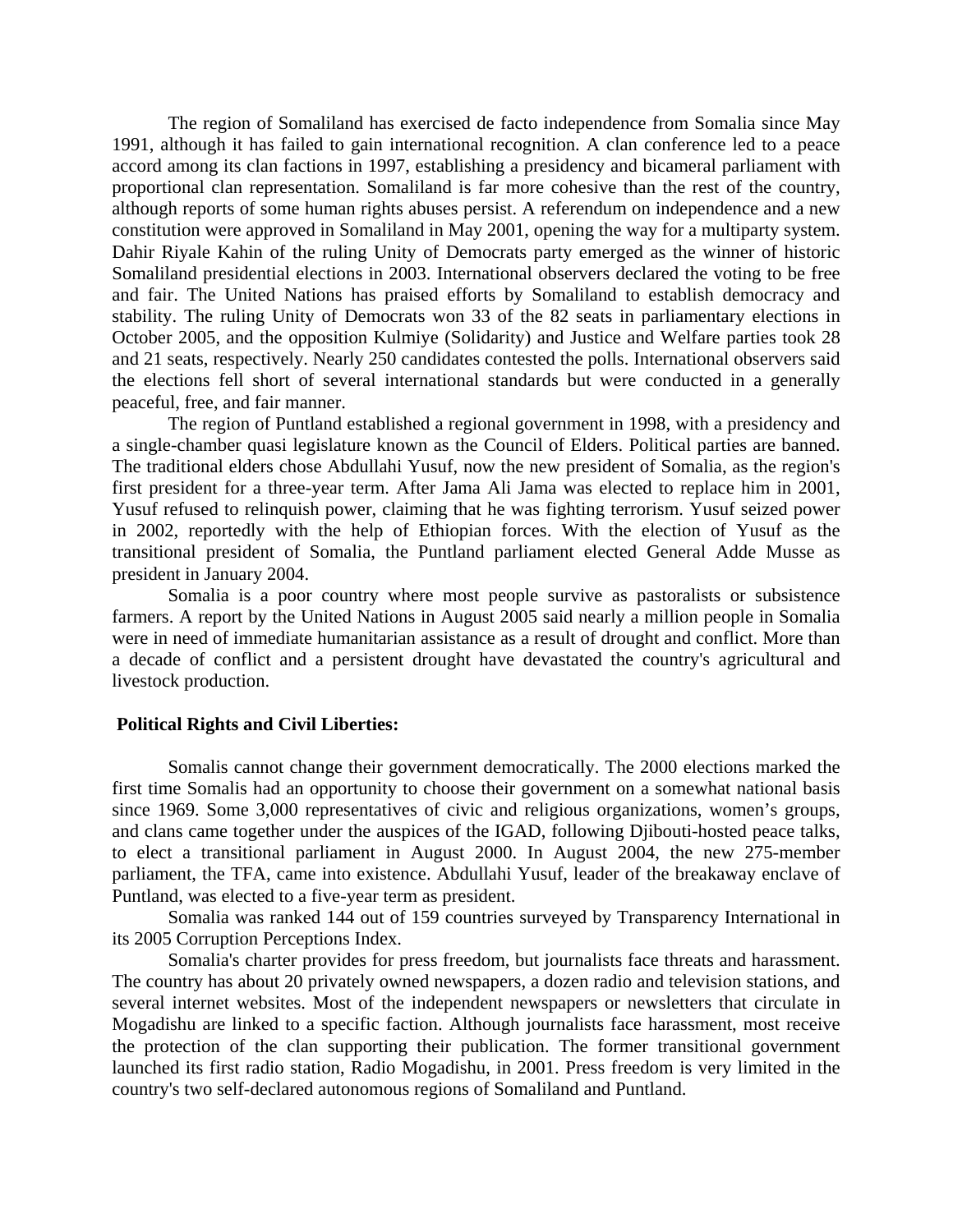The region of Somaliland has exercised de facto independence from Somalia since May 1991, although it has failed to gain international recognition. A clan conference led to a peace accord among its clan factions in 1997, establishing a presidency and bicameral parliament with proportional clan representation. Somaliland is far more cohesive than the rest of the country, although reports of some human rights abuses persist. A referendum on independence and a new constitution were approved in Somaliland in May 2001, opening the way for a multiparty system. Dahir Riyale Kahin of the ruling Unity of Democrats party emerged as the winner of historic Somaliland presidential elections in 2003. International observers declared the voting to be free and fair. The United Nations has praised efforts by Somaliland to establish democracy and stability. The ruling Unity of Democrats won 33 of the 82 seats in parliamentary elections in October 2005, and the opposition Kulmiye (Solidarity) and Justice and Welfare parties took 28 and 21 seats, respectively. Nearly 250 candidates contested the polls. International observers said the elections fell short of several international standards but were conducted in a generally peaceful, free, and fair manner.

The region of Puntland established a regional government in 1998, with a presidency and a single-chamber quasi legislature known as the Council of Elders. Political parties are banned. The traditional elders chose Abdullahi Yusuf, now the new president of Somalia, as the region's first president for a three-year term. After Jama Ali Jama was elected to replace him in 2001, Yusuf refused to relinquish power, claiming that he was fighting terrorism. Yusuf seized power in 2002, reportedly with the help of Ethiopian forces. With the election of Yusuf as the transitional president of Somalia, the Puntland parliament elected General Adde Musse as president in January 2004.

Somalia is a poor country where most people survive as pastoralists or subsistence farmers. A report by the United Nations in August 2005 said nearly a million people in Somalia were in need of immediate humanitarian assistance as a result of drought and conflict. More than a decade of conflict and a persistent drought have devastated the country's agricultural and livestock production.

**Political Rights and Civil Liberties:**

Somalis cannot change their government democratically. The 2000 elections marked the first time Somalis had an opportunity to choose their government on a somewhat national basis since 1969. Some 3,000 representatives of civic and religious organizations, women's groups, and clans came together under the auspices of the IGAD, following Djibouti-hosted peace talks, to elect a transitional parliament in August 2000. In August 2004, the new 275-member parliament, the TFA, came into existence. Abdullahi Yusuf, leader of the breakaway enclave of Puntland, was elected to a five-year term as president.

Somalia was ranked 144 out of 159 countries surveyed by Transparency International in its 2005 Corruption Perceptions Index.

Somalia's charter provides for press freedom, but journalists face threats and harassment. The country has about 20 privately owned newspapers, a dozen radio and television stations, and several internet websites. Most of the independent newspapers or newsletters that circulate in Mogadishu are linked to a specific faction. Although journalists face harassment, most receive the protection of the clan supporting their publication. The former transitional government launched its first radio station, Radio Mogadishu, in 2001. Press freedom is very limited in the country's two self-declared autonomous regions of Somaliland and Puntland.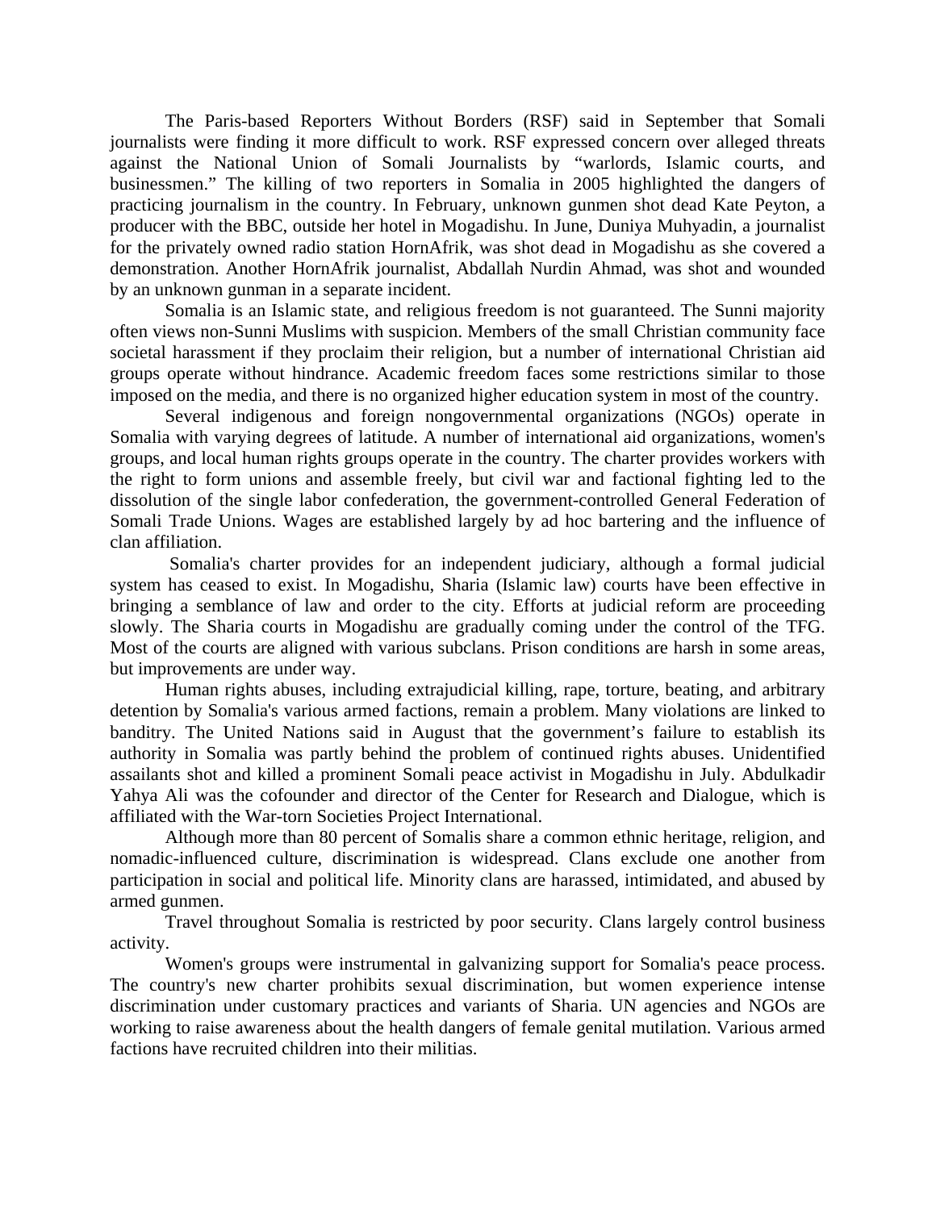The Paris-based Reporters Without Borders (RSF) said in September that Somali journalists were finding it more difficult to work. RSF expressed concern over alleged threats against the National Union of Somali Journalists by “warlords, Islamic courts, and businessmen.” The killing of two reporters in Somalia in 2005 highlighted the dangers of practicing journalism in the country. In February, unknown gunmen shot dead Kate Peyton, a producer with the BBC, outside her hotel in Mogadishu. In June, Duniya Muhyadin, a journalist for the privately owned radio station HornAfrik, was shot dead in Mogadishu as she covered a demonstration. Another HornAfrik journalist, Abdallah Nurdin Ahmad, was shot and wounded by an unknown gunman in a separate incident.

Somalia is an Islamic state, and religious freedom is not guaranteed. The Sunni majority often views non-Sunni Muslims with suspicion. Members of the small Christian community face societal harassment if they proclaim their religion, but a number of international Christian aid groups operate without hindrance. Academic freedom faces some restrictions similar to those imposed on the media, and there is no organized higher education system in most of the country.

Several indigenous and foreign nongovernmental organizations (NGOs) operate in Somalia with varying degrees of latitude. A number of international aid organizations, women's groups, and local human rights groups operate in the country. The charter provides workers with the right to form unions and assemble freely, but civil war and factional fighting led to the dissolution of the single labor confederation, the government-controlled General Federation of Somali Trade Unions. Wages are established largely by ad hoc bartering and the influence of clan affiliation.

Somalia's charter provides for an independent judiciary, although a formal judicial system has ceased to exist. In Mogadishu, Sharia (Islamic law) courts have been effective in bringing a semblance of law and order to the city. Efforts at judicial reform are proceeding slowly. The Sharia courts in Mogadishu are gradually coming under the control of the TFG. Most of the courts are aligned with various subclans. Prison conditions are harsh in some areas, but improvements are under way.

Human rights abuses, including extrajudicial killing, rape, torture, beating, and arbitrary detention by Somalia's various armed factions, remain a problem. Many violations are linked to banditry. The United Nations said in August that the government’s failure to establish its authority in Somalia was partly behind the problem of continued rights abuses. Unidentified assailants shot and killed a prominent Somali peace activist in Mogadishu in July. Abdulkadir Yahya Ali was the cofounder and director of the Center for Research and Dialogue, which is affiliated with the War-torn Societies Project International.

Although more than 80 percent of Somalis share a common ethnic heritage, religion, and nomadic-influenced culture, discrimination is widespread. Clans exclude one another from participation in social and political life. Minority clans are harassed, intimidated, and abused by armed gunmen.

Travel throughout Somalia is restricted by poor security. Clans largely control business activity.

Women's groups were instrumental in galvanizing support for Somalia's peace process. The country's new charter prohibits sexual discrimination, but women experience intense discrimination under customary practices and variants of Sharia. UN agencies and NGOs are working to raise awareness about the health dangers of female genital mutilation. Various armed factions have recruited children into their militias.